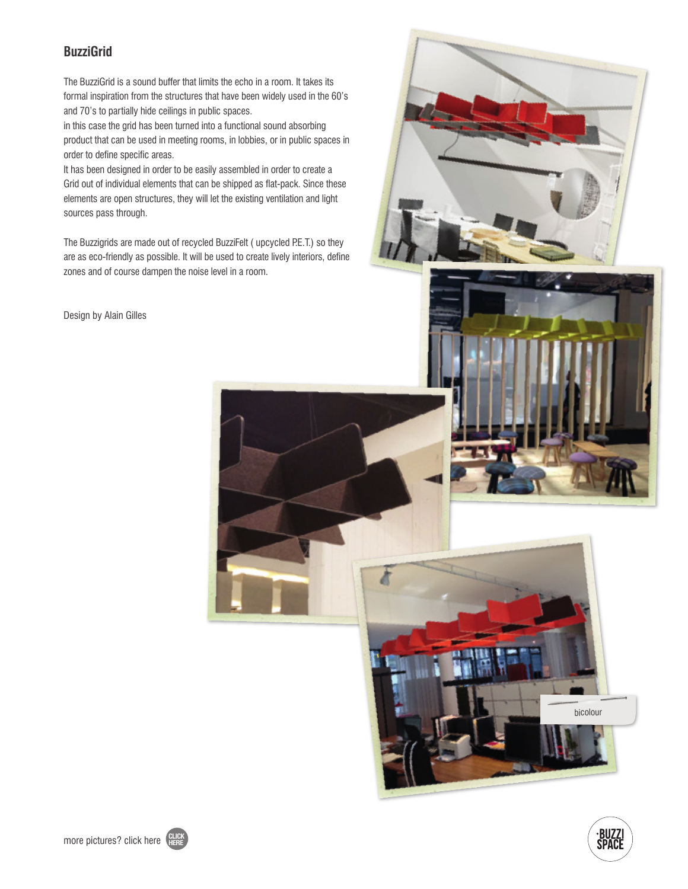## BuzziGrid

The BuzziGrid is a sound buffer that limits the echo in a room. It takes its formal inspiration from the structures that have been widely used in the 60's and 70's to partially hide ceilings in public spaces.
in this case the grid has been turned into a functional sound absorbing product that can be used in meeting rooms, in lobbies, or in public spaces in order to define specific areas.
It has been designed in order to be easily assembled in order to create a Grid out of individual elements that can be shipped as flat-pack. Since these elements are open structures, they will let the existing ventilation and light sources pass through.

The Buzzigrids are made out of recycled BuzziFelt ( upcycled P.E.T.) so they are as eco-friendly as possible. It will be used to create lively interiors, define zones and of course dampen the noise level in a room.

Design by Alain Gilles

bicolour

more pictures? click here CLICK HERE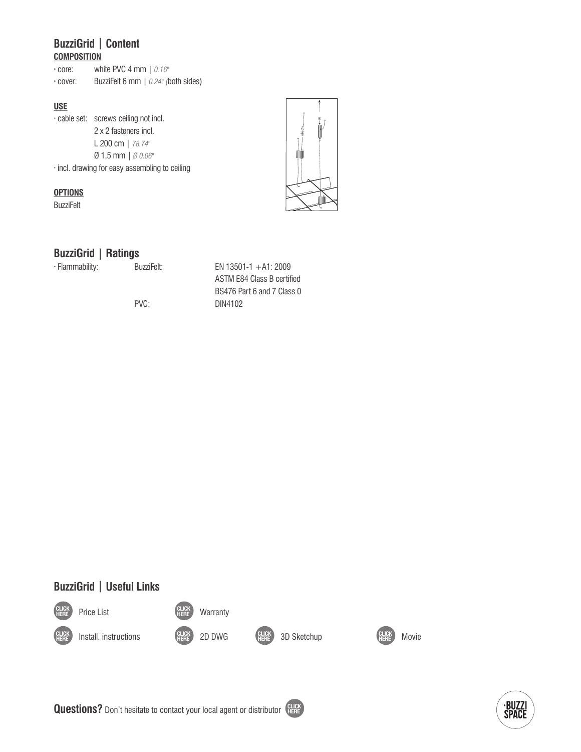## BuzziGrid | Content

**COMPOSITION**

- core: white PVC 4 mm | *0.16"*
- cover: BuzziFelt 6 mm | *0.24"* (both sides)

**USE**

- cable set: screws ceiling not incl.
  2 x 2 fasteners incl.
  L 200 cm | *78.74"*
  Ø 1,5 mm | *Ø 0.06"*
- incl. drawing for easy assembling to ceiling

**OPTIONS**

BuzziFelt

## BuzziGrid | Ratings

| | | |
|---|---|---|
| · Flammability: | BuzziFelt: | EN 13501-1 + A1: 2009 |
| | | ASTM E84 Class B certified |
| | | BS476 Part 6 and 7 Class 0 |
| | PVC: | DIN4102 |

## BuzziGrid | Useful Links

CLICK HERE Price List
CLICK HERE Warranty
CLICK HERE Install. instructions
CLICK HERE 2D DWG
CLICK HERE 3D Sketchup
CLICK HERE Movie

**Questions?** Don't hesitate to contact your local agent or distributor CLICK HERE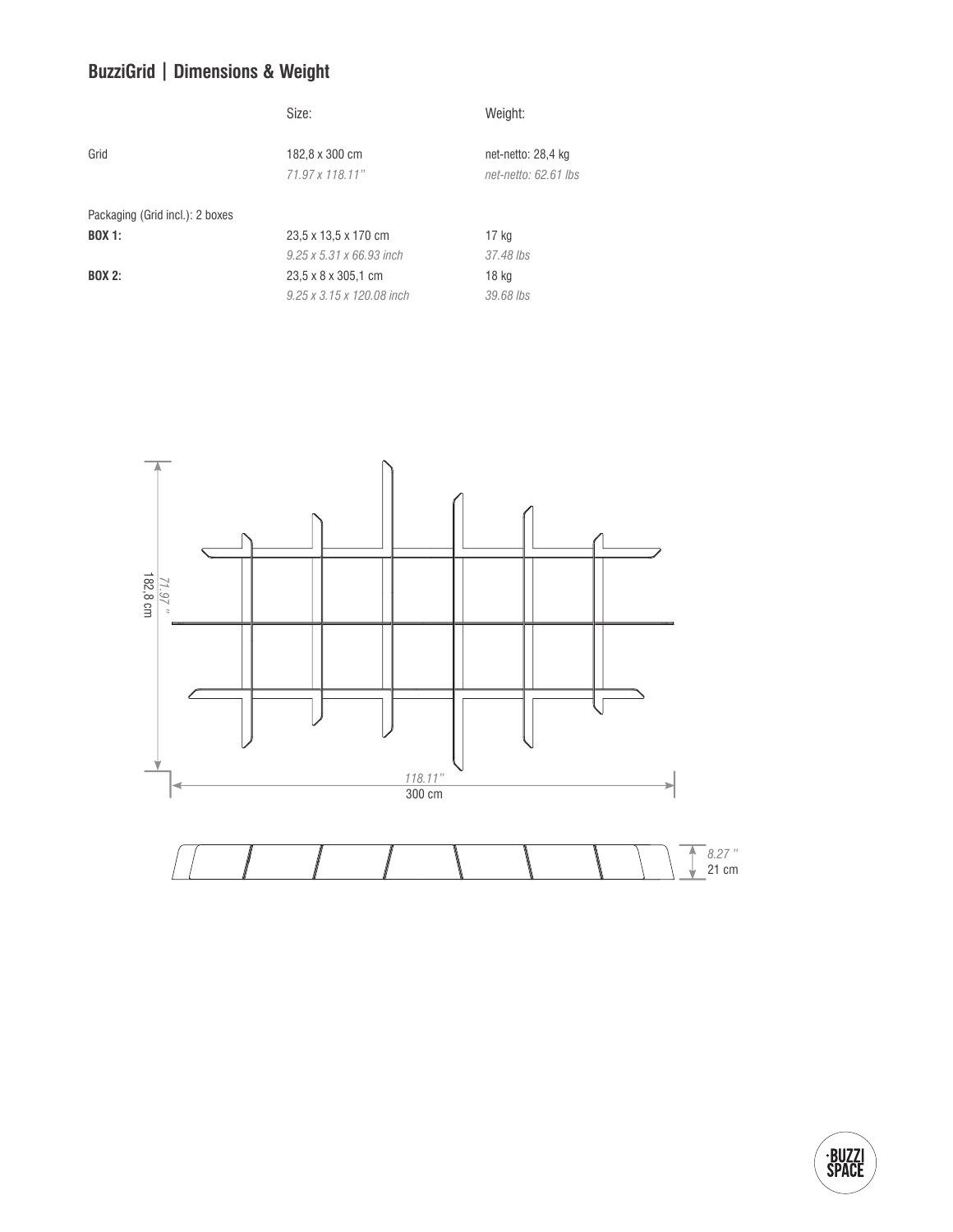## BuzziGrid | Dimensions & Weight

| | Size: | Weight: |
|---|---|---|
| Grid | 182,8 x 300 cm | net-netto: 28,4 kg |
| | *71.97 x 118.11''* | *net-netto: 62.61 lbs* |
| Packaging (Grid incl.): 2 boxes | | |
| **BOX 1:** | 23,5 x 13,5 x 170 cm | 17 kg |
| | *9.25 x 5.31 x 66.93 inch* | *37.48 lbs* |
| **BOX 2:** | 23,5 x 8 x 305,1 cm | 18 kg |
| | *9.25 x 3.15 x 120.08 inch* | *39.68 lbs* |

*71.97 "*
182,8 cm

*118.11"*
300 cm

*8.27 "*
21 cm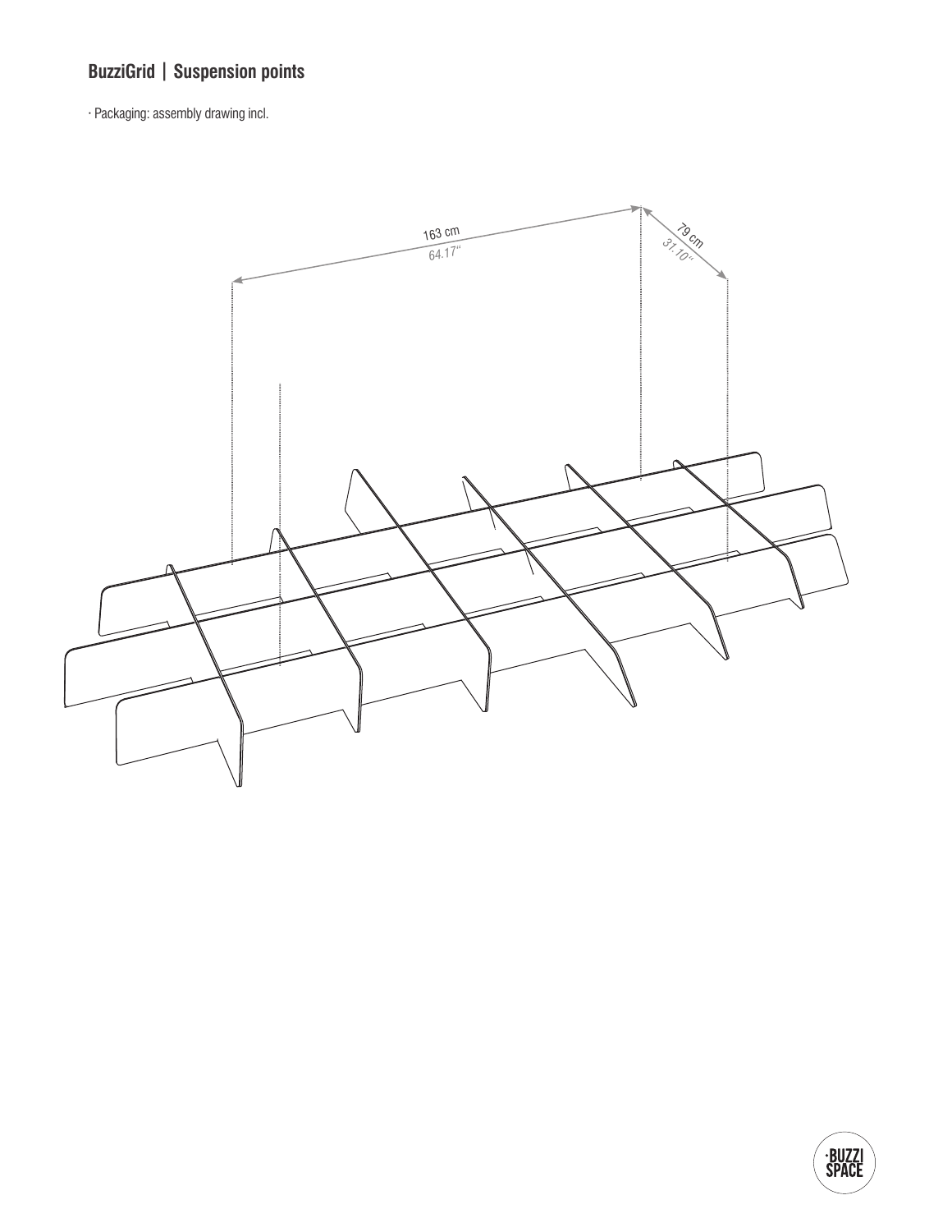## BuzziGrid | Suspension points

· Packaging: assembly drawing incl.

163 cm
64.17"

79 cm
31.10"